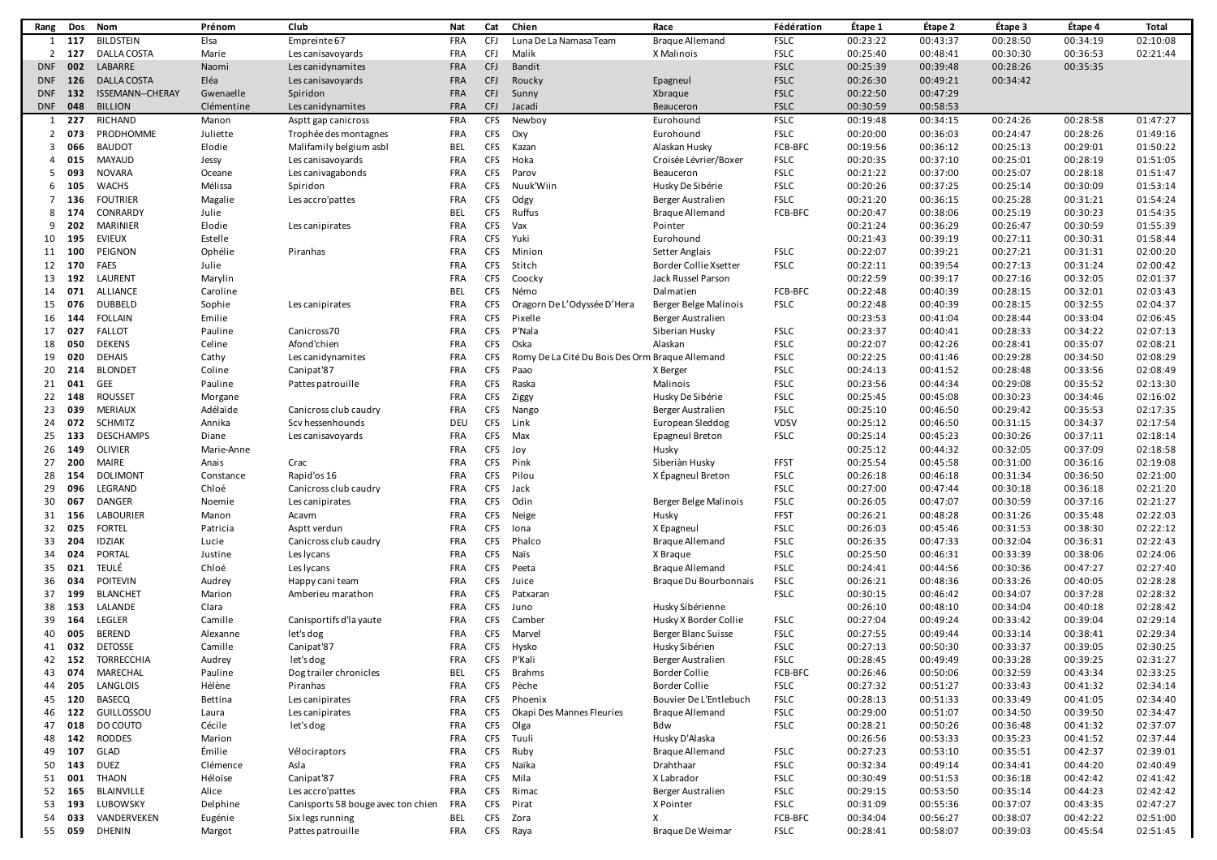| Rang | Dos | Nom | Prénom | Club | Nat | Cat | Chien | Race | Fédération | Étape 1 | Étape 2 | Étape 3 | Étape 4 | Total |
|---|---|---|---|---|---|---|---|---|---|---|---|---|---|---|
| 1 | 117 | BILDSTEIN | Elsa | Empreinte 67 | FRA | CFJ | Luna De La Namasa Team | Braque Allemand | FSLC | 00:23:22 | 00:43:37 | 00:28:50 | 00:34:19 | 02:10:08 |
| 2 | 127 | DALLA COSTA | Marie | Les canisavoyards | FRA | CFJ | Malik | X Malinois | FSLC | 00:25:40 | 00:48:41 | 00:30:30 | 00:36:53 | 02:21:44 |
| DNF | 002 | LABARRE | Naomi | Les canidynamites | FRA | CFJ | Bandit | | FSLC | 00:25:39 | 00:39:48 | 00:28:26 | 00:35:35 | |
| DNF | 126 | DALLA COSTA | Eléa | Les canisavoyards | FRA | CFJ | Roucky | Epagneul | FSLC | 00:26:30 | 00:49:21 | 00:34:42 | | |
| DNF | 132 | ISSEMANN--CHERAY | Gwenaelle | Spiridon | FRA | CFJ | Sunny | Xbraque | FSLC | 00:22:50 | 00:47:29 | | | |
| DNF | 048 | BILLION | Clémentine | Les canidynamites | FRA | CFJ | Jacadi | Beauceron | FSLC | 00:30:59 | 00:58:53 | | | |
| 1 | 227 | RICHARD | Manon | Asptt gap canicross | FRA | CFS | Newboy | Eurohound | FSLC | 00:19:48 | 00:34:15 | 00:24:26 | 00:28:58 | 01:47:27 |
| 2 | 073 | PRODHOMME | Juliette | Trophée des montagnes | FRA | CFS | Oxy | Eurohound | FSLC | 00:20:00 | 00:36:03 | 00:24:47 | 00:28:26 | 01:49:16 |
| 3 | 066 | BAUDOT | Elodie | Malifamily belgium asbl | BEL | CFS | Kazan | Alaskan Husky | FCB-BFC | 00:19:56 | 00:36:12 | 00:25:13 | 00:29:01 | 01:50:22 |
| 4 | 015 | MAYAUD | Jessy | Les canisavoyards | FRA | CFS | Hoka | Croisée Lévrier/Boxer | FSLC | 00:20:35 | 00:37:10 | 00:25:01 | 00:28:19 | 01:51:05 |
| 5 | 093 | NOVARA | Oceane | Les canivagabonds | FRA | CFS | Parov | Beauceron | FSLC | 00:21:22 | 00:37:00 | 00:25:07 | 00:28:18 | 01:51:47 |
| 6 | 105 | WACHS | Mélissa | Spiridon | FRA | CFS | Nuuk'Wiin | Husky De Sibérie | FSLC | 00:20:26 | 00:37:25 | 00:25:14 | 00:30:09 | 01:53:14 |
| 7 | 136 | FOUTRIER | Magalie | Les accro'pattes | FRA | CFS | Odgy | Berger Australien | FSLC | 00:21:20 | 00:36:15 | 00:25:28 | 00:31:21 | 01:54:24 |
| 8 | 174 | CONRARDY | Julie | | BEL | CFS | Ruffus | Braque Allemand | FCB-BFC | 00:20:47 | 00:38:06 | 00:25:19 | 00:30:23 | 01:54:35 |
| 9 | 202 | MARINIER | Elodie | Les canipirates | FRA | CFS | Vax | Pointer | | 00:21:24 | 00:36:29 | 00:26:47 | 00:30:59 | 01:55:39 |
| 10 | 195 | EVIEUX | Estelle | | FRA | CFS | Yuki | Eurohound | | 00:21:43 | 00:39:19 | 00:27:11 | 00:30:31 | 01:58:44 |
| 11 | 100 | PEIGNON | Ophélie | Piranhas | FRA | CFS | Minion | Setter Anglais | FSLC | 00:22:07 | 00:39:21 | 00:27:21 | 00:31:31 | 02:00:20 |
| 12 | 170 | FAES | Julie | | FRA | CFS | Stitch | Border Collie Xsetter | FSLC | 00:22:11 | 00:39:54 | 00:27:13 | 00:31:24 | 02:00:42 |
| 13 | 192 | LAURENT | Marylin | | FRA | CFS | Coocky | Jack Russel Parson | | 00:22:59 | 00:39:17 | 00:27:16 | 00:32:05 | 02:01:37 |
| 14 | 071 | ALLIANCE | Caroline | | BEL | CFS | Némo | Dalmatien | FCB-BFC | 00:22:48 | 00:40:39 | 00:28:15 | 00:32:01 | 02:03:43 |
| 15 | 076 | DUBBELD | Sophie | Les canipirates | FRA | CFS | Oragorn De L'Odyssée D'Hera | Berger Belge Malinois | FSLC | 00:22:48 | 00:40:39 | 00:28:15 | 00:32:55 | 02:04:37 |
| 16 | 144 | FOLLAIN | Emilie | | FRA | CFS | Pixelle | Berger Australien | | 00:23:53 | 00:41:04 | 00:28:44 | 00:33:04 | 02:06:45 |
| 17 | 027 | FALLOT | Pauline | Canicross70 | FRA | CFS | P'Nala | Siberian Husky | FSLC | 00:23:37 | 00:40:41 | 00:28:33 | 00:34:22 | 02:07:13 |
| 18 | 050 | DEKENS | Celine | Afond'chien | FRA | CFS | Oska | Alaskan | FSLC | 00:22:07 | 00:42:26 | 00:28:41 | 00:35:07 | 02:08:21 |
| 19 | 020 | DEHAIS | Cathy | Les canidynamites | FRA | CFS | Romy De La Cité Du Bois Des Orm | Braque Allemand | FSLC | 00:22:25 | 00:41:46 | 00:29:28 | 00:34:50 | 02:08:29 |
| 20 | 214 | BLONDET | Coline | Canipat'87 | FRA | CFS | Paao | X Berger | FSLC | 00:24:13 | 00:41:52 | 00:28:48 | 00:33:56 | 02:08:49 |
| 21 | 041 | GEE | Pauline | Pattes patrouille | FRA | CFS | Raska | Malinois | FSLC | 00:23:56 | 00:44:34 | 00:29:08 | 00:35:52 | 02:13:30 |
| 22 | 148 | ROUSSET | Morgane | | FRA | CFS | Ziggy | Husky De Sibérie | FSLC | 00:25:45 | 00:45:08 | 00:30:23 | 00:34:46 | 02:16:02 |
| 23 | 039 | MERIAUX | Adélaïde | Canicross club caudry | FRA | CFS | Nango | Berger Australien | FSLC | 00:25:10 | 00:46:50 | 00:29:42 | 00:35:53 | 02:17:35 |
| 24 | 072 | SCHMITZ | Annika | Scv hessenhounds | DEU | CFS | Link | European Sleddog | VDSV | 00:25:12 | 00:46:50 | 00:31:15 | 00:34:37 | 02:17:54 |
| 25 | 133 | DESCHAMPS | Diane | Les canisavoyards | FRA | CFS | Max | Epagneul Breton | FSLC | 00:25:14 | 00:45:23 | 00:30:26 | 00:37:11 | 02:18:14 |
| 26 | 149 | OLIVIER | Marie-Anne | | FRA | CFS | Joy | Husky | | 00:25:12 | 00:44:32 | 00:32:05 | 00:37:09 | 02:18:58 |
| 27 | 200 | MAIRE | Anais | Crac | FRA | CFS | Pink | Siberiàn Husky | FFST | 00:25:54 | 00:45:58 | 00:31:00 | 00:36:16 | 02:19:08 |
| 28 | 154 | DOLIMONT | Constance | Rapid'os 16 | FRA | CFS | Pilou | X Épagneul Breton | FSLC | 00:26:18 | 00:46:18 | 00:31:34 | 00:36:50 | 02:21:00 |
| 29 | 096 | LEGRAND | Chloé | Canicross club caudry | FRA | CFS | Jack | | FSLC | 00:27:00 | 00:47:44 | 00:30:18 | 00:36:18 | 02:21:20 |
| 30 | 067 | DANGER | Noemie | Les canipirates | FRA | CFS | Odin | Berger Belge Malinois | FSLC | 00:26:05 | 00:47:07 | 00:30:59 | 00:37:16 | 02:21:27 |
| 31 | 156 | LABOURIER | Manon | Acavm | FRA | CFS | Neige | Husky | FFST | 00:26:21 | 00:48:28 | 00:31:26 | 00:35:48 | 02:22:03 |
| 32 | 025 | FORTEL | Patricia | Asptt verdun | FRA | CFS | Iona | X Epagneul | FSLC | 00:26:03 | 00:45:46 | 00:31:53 | 00:38:30 | 02:22:12 |
| 33 | 204 | IDZIAK | Lucie | Canicross club caudry | FRA | CFS | Phalco | Braque Allemand | FSLC | 00:26:35 | 00:47:33 | 00:32:04 | 00:36:31 | 02:22:43 |
| 34 | 024 | PORTAL | Justine | Les lycans | FRA | CFS | Naïs | X Braque | FSLC | 00:25:50 | 00:46:31 | 00:33:39 | 00:38:06 | 02:24:06 |
| 35 | 021 | TEULÉ | Chloé | Les lycans | FRA | CFS | Peeta | Braque Allemand | FSLC | 00:24:41 | 00:44:56 | 00:30:36 | 00:47:27 | 02:27:40 |
| 36 | 034 | POITEVIN | Audrey | Happy cani team | FRA | CFS | Juice | Braque Du Bourbonnais | FSLC | 00:26:21 | 00:48:36 | 00:33:26 | 00:40:05 | 02:28:28 |
| 37 | 199 | BLANCHET | Marion | Amberieu marathon | FRA | CFS | Patxaran | | FSLC | 00:30:15 | 00:46:42 | 00:34:07 | 00:37:28 | 02:28:32 |
| 38 | 153 | LALANDE | Clara | | FRA | CFS | Juno | Husky Sibérienne | | 00:26:10 | 00:48:10 | 00:34:04 | 00:40:18 | 02:28:42 |
| 39 | 164 | LEGLER | Camille | Canisportifs d'la yaute | FRA | CFS | Camber | Husky X Border Collie | FSLC | 00:27:04 | 00:49:24 | 00:33:42 | 00:39:04 | 02:29:14 |
| 40 | 005 | BEREND | Alexanne | let's dog | FRA | CFS | Marvel | Berger Blanc Suisse | FSLC | 00:27:55 | 00:49:44 | 00:33:14 | 00:38:41 | 02:29:34 |
| 41 | 032 | DETOSSE | Camille | Canipat'87 | FRA | CFS | Hysko | Husky Sibérien | FSLC | 00:27:13 | 00:50:30 | 00:33:37 | 00:39:05 | 02:30:25 |
| 42 | 152 | TORRECCHIA | Audrey | let's dog | FRA | CFS | P'Kali | Berger Australien | FSLC | 00:28:45 | 00:49:49 | 00:33:28 | 00:39:25 | 02:31:27 |
| 43 | 074 | MARECHAL | Pauline | Dog trailer chronicles | BEL | CFS | Brahms | Border Collie | FCB-BFC | 00:26:46 | 00:50:06 | 00:32:59 | 00:43:34 | 02:33:25 |
| 44 | 205 | LANGLOIS | Hélène | Piranhas | FRA | CFS | Pèche | Border Collie | FSLC | 00:27:32 | 00:51:27 | 00:33:43 | 00:41:32 | 02:34:14 |
| 45 | 120 | BASECQ | Bettina | Les canipirates | FRA | CFS | Phoenix | Bouvier De L'Entlebuch | FSLC | 00:28:13 | 00:51:33 | 00:33:49 | 00:41:05 | 02:34:40 |
| 46 | 122 | GUILLOSSOU | Laura | Les canipirates | FRA | CFS | Okapi Des Mannes Fleuries | Braque Allemand | FSLC | 00:29:00 | 00:51:07 | 00:34:50 | 00:39:50 | 02:34:47 |
| 47 | 018 | DO COUTO | Cécile | let's dog | FRA | CFS | Olga | Bdw | FSLC | 00:28:21 | 00:50:26 | 00:36:48 | 00:41:32 | 02:37:07 |
| 48 | 142 | RODDES | Marion | | FRA | CFS | Tuuli | Husky D'Alaska | | 00:26:56 | 00:53:33 | 00:35:23 | 00:41:52 | 02:37:44 |
| 49 | 107 | GLAD | Émilie | Vélociraptors | FRA | CFS | Ruby | Braque Allemand | FSLC | 00:27:23 | 00:53:10 | 00:35:51 | 00:42:37 | 02:39:01 |
| 50 | 143 | DUEZ | Clémence | Asla | FRA | CFS | Naïka | Drahthaar | FSLC | 00:32:34 | 00:49:14 | 00:34:41 | 00:44:20 | 02:40:49 |
| 51 | 001 | THAON | Héloïse | Canipat'87 | FRA | CFS | Mila | X Labrador | FSLC | 00:30:49 | 00:51:53 | 00:36:18 | 00:42:42 | 02:41:42 |
| 52 | 165 | BLAINVILLE | Alice | Les accro'pattes | FRA | CFS | Rimac | Berger Australien | FSLC | 00:29:15 | 00:53:50 | 00:35:14 | 00:44:23 | 02:42:42 |
| 53 | 193 | LUBOWSKY | Delphine | Canisports 58 bouge avec ton chien | FRA | CFS | Pirat | X Pointer | FSLC | 00:31:09 | 00:55:36 | 00:37:07 | 00:43:35 | 02:47:27 |
| 54 | 033 | VANDERVEKEN | Eugénie | Six legs running | BEL | CFS | Zora | X | FCB-BFC | 00:34:04 | 00:56:27 | 00:38:07 | 00:42:22 | 02:51:00 |
| 55 | 059 | DHENIN | Margot | Pattes patrouille | FRA | CFS | Raya | Braque De Weimar | FSLC | 00:28:41 | 00:58:07 | 00:39:03 | 00:45:54 | 02:51:45 |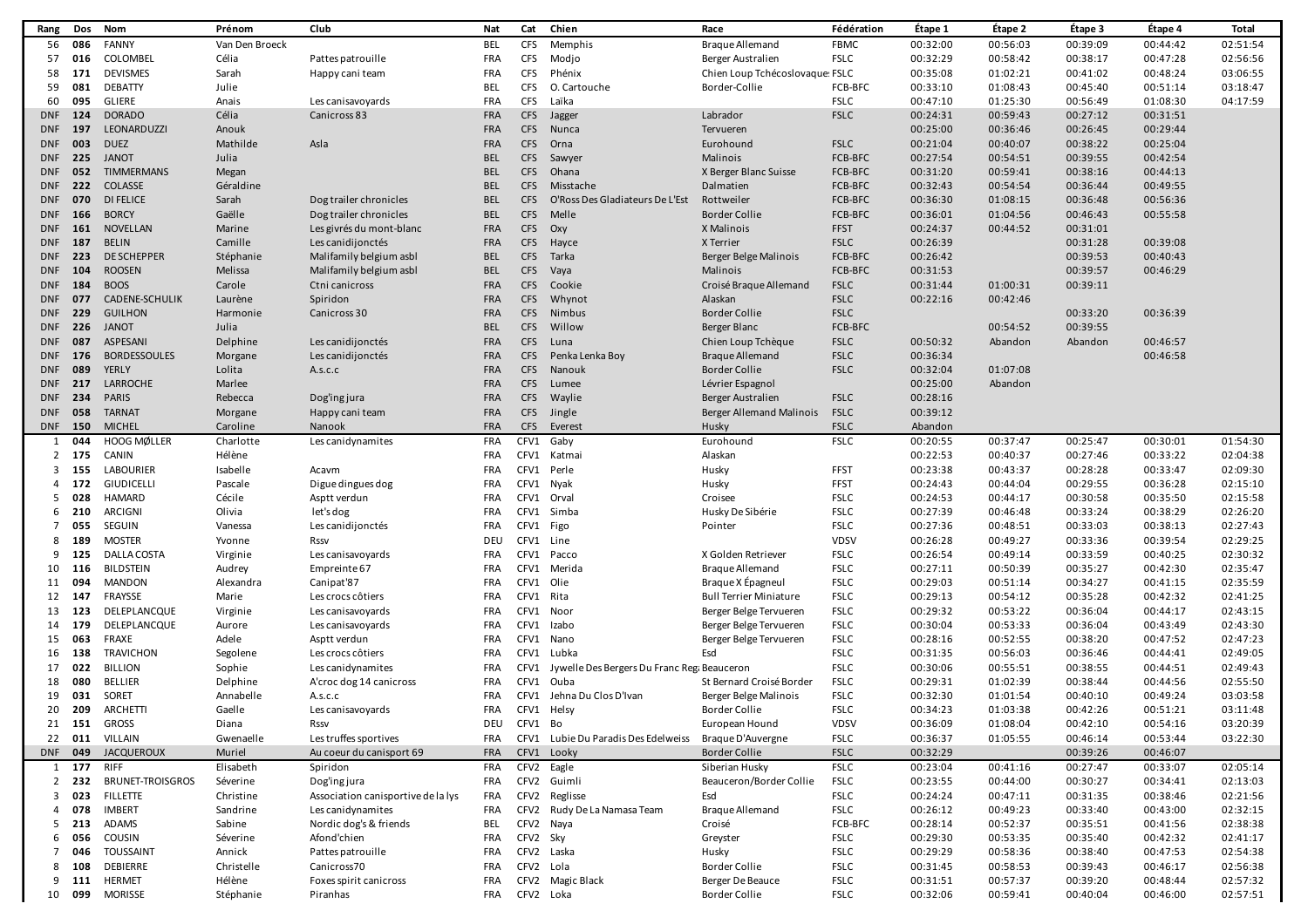| Rang | Dos | Nom | Prénom | Club | Nat | Cat | Chien | Race | Fédération | Étape 1 | Étape 2 | Étape 3 | Étape 4 | Total |
|---|---|---|---|---|---|---|---|---|---|---|---|---|---|---|
| 56 | 086 | FANNY | Van Den Broeck | | BEL | CFS | Memphis | Braque Allemand | FBMC | 00:32:00 | 00:56:03 | 00:39:09 | 00:44:42 | 02:51:54 |
| 57 | 016 | COLOMBEL | Célia | Pattes patrouille | FRA | CFS | Modjo | Berger Australien | FSLC | 00:32:29 | 00:58:42 | 00:38:17 | 00:47:28 | 02:56:56 |
| 58 | 171 | DEVISMES | Sarah | Happy cani team | FRA | CFS | Phénix | Chien Loup Tchécoslovaque | FSLC | 00:35:08 | 01:02:21 | 00:41:02 | 00:48:24 | 03:06:55 |
| 59 | 081 | DEBATTY | Julie | | BEL | CFS | O. Cartouche | Border-Collie | FCB-BFC | 00:33:10 | 01:08:43 | 00:45:40 | 00:51:14 | 03:18:47 |
| 60 | 095 | GLIERE | Anais | Les canisavoyards | FRA | CFS | Laïka | | FSLC | 00:47:10 | 01:25:30 | 00:56:49 | 01:08:30 | 04:17:59 |
| DNF | 124 | DORADO | Célia | Canicross 83 | FRA | CFS | Jagger | Labrador | FSLC | 00:24:31 | 00:59:43 | 00:27:12 | 00:31:51 | |
| DNF | 197 | LEONARDUZZI | Anouk | | FRA | CFS | Nunca | Tervueren | | 00:25:00 | 00:36:46 | 00:26:45 | 00:29:44 | |
| DNF | 003 | DUEZ | Mathilde | Asla | FRA | CFS | Orna | Eurohound | FSLC | 00:21:04 | 00:40:07 | 00:38:22 | 00:25:04 | |
| DNF | 225 | JANOT | Julia | | BEL | CFS | Sawyer | Malinois | FCB-BFC | 00:27:54 | 00:54:51 | 00:39:55 | 00:42:54 | |
| DNF | 052 | TIMMERMANS | Megan | | BEL | CFS | Ohana | X Berger Blanc Suisse | FCB-BFC | 00:31:20 | 00:59:41 | 00:38:16 | 00:44:13 | |
| DNF | 222 | COLASSE | Géraldine | | BEL | CFS | Misstache | Dalmatien | FCB-BFC | 00:32:43 | 00:54:54 | 00:36:44 | 00:49:55 | |
| DNF | 070 | DI FELICE | Sarah | Dog trailer chronicles | BEL | CFS | O'Ross Des Gladiateurs De L'Est | Rottweiler | FCB-BFC | 00:36:30 | 01:08:15 | 00:36:48 | 00:56:36 | |
| DNF | 166 | BORCY | Gaëlle | Dog trailer chronicles | BEL | CFS | Melle | Border Collie | FCB-BFC | 00:36:01 | 01:04:56 | 00:46:43 | 00:55:58 | |
| DNF | 161 | NOVELLAN | Marine | Les givrés du mont-blanc | FRA | CFS | Oxy | X Malinois | FFST | 00:24:37 | 00:44:52 | 00:31:01 | | |
| DNF | 187 | BELIN | Camille | Les canidijonctés | FRA | CFS | Hayce | X Terrier | FSLC | 00:26:39 | | 00:31:28 | 00:39:08 | |
| DNF | 223 | DE SCHEPPER | Stéphanie | Malifamily belgium asbl | BEL | CFS | Tarka | Berger Belge Malinois | FCB-BFC | 00:26:42 | | 00:39:53 | 00:40:43 | |
| DNF | 104 | ROOSEN | Melissa | Malifamily belgium asbl | BEL | CFS | Vaya | Malinois | FCB-BFC | 00:31:53 | | 00:39:57 | 00:46:29 | |
| DNF | 184 | BOOS | Carole | Ctni canicross | FRA | CFS | Cookie | Croisé Braque Allemand | FSLC | 00:31:44 | 01:00:31 | 00:39:11 | | |
| DNF | 077 | CADENE-SCHULIK | Laurène | Spiridon | FRA | CFS | Whynot | Alaskan | FSLC | 00:22:16 | 00:42:46 | | | |
| DNF | 229 | GUILHON | Harmonie | Canicross 30 | FRA | CFS | Nimbus | Border Collie | FSLC | | | 00:33:20 | 00:36:39 | |
| DNF | 226 | JANOT | Julia | | BEL | CFS | Willow | Berger Blanc | FCB-BFC | | 00:54:52 | 00:39:55 | | |
| DNF | 087 | ASPESANI | Delphine | Les canidijonctés | FRA | CFS | Luna | Chien Loup Tchèque | FSLC | 00:50:32 | Abandon | Abandon | 00:46:57 | |
| DNF | 176 | BORDESSOULES | Morgane | Les canidijonctés | FRA | CFS | Penka Lenka Boy | Braque Allemand | FSLC | 00:36:34 | | | 00:46:58 | |
| DNF | 089 | YERLY | Lolita | A.s.c.c | FRA | CFS | Nanouk | Border Collie | FSLC | 00:32:04 | 01:07:08 | | | |
| DNF | 217 | LARROCHE | Marlee | | FRA | CFS | Lumee | Lévrier Espagnol | | 00:25:00 | Abandon | | | |
| DNF | 234 | PARIS | Rebecca | Dog'ing jura | FRA | CFS | Waylie | Berger Australien | FSLC | 00:28:16 | | | | |
| DNF | 058 | TARNAT | Morgane | Happy cani team | FRA | CFS | Jingle | Berger Allemand Malinois | FSLC | 00:39:12 | | | | |
| DNF | 150 | MICHEL | Caroline | Nanook | FRA | CFS | Everest | Husky | FSLC | Abandon | | | | |
| 1 | 044 | HOOG MØLLER | Charlotte | Les canidynamites | FRA | CFV1 | Gaby | Eurohound | FSLC | 00:20:55 | 00:37:47 | 00:25:47 | 00:30:01 | 01:54:30 |
| 2 | 175 | CANIN | Hélène | | FRA | CFV1 | Katmai | Alaskan | | 00:22:53 | 00:40:37 | 00:27:46 | 00:33:22 | 02:04:38 |
| 3 | 155 | LABOURIER | Isabelle | Acavm | FRA | CFV1 | Perle | Husky | FFST | 00:23:38 | 00:43:37 | 00:28:28 | 00:33:47 | 02:09:30 |
| 4 | 172 | GIUDICELLI | Pascale | Digue dingues dog | FRA | CFV1 | Nyak | Husky | FFST | 00:24:43 | 00:44:04 | 00:29:55 | 00:36:28 | 02:15:10 |
| 5 | 028 | HAMARD | Cécile | Asptt verdun | FRA | CFV1 | Orval | Croisee | FSLC | 00:24:53 | 00:44:17 | 00:30:58 | 00:35:50 | 02:15:58 |
| 6 | 210 | ARCIGNI | Olivia | let's dog | FRA | CFV1 | Simba | Husky De Sibérie | FSLC | 00:27:39 | 00:46:48 | 00:33:24 | 00:38:29 | 02:26:20 |
| 7 | 055 | SEGUIN | Vanessa | Les canidijonctés | FRA | CFV1 | Figo | Pointer | FSLC | 00:27:36 | 00:48:51 | 00:33:03 | 00:38:13 | 02:27:43 |
| 8 | 189 | MOSTER | Yvonne | Rssv | DEU | CFV1 | Line | | VDSV | 00:26:28 | 00:49:27 | 00:33:36 | 00:39:54 | 02:29:25 |
| 9 | 125 | DALLA COSTA | Virginie | Les canisavoyards | FRA | CFV1 | Pacco | X Golden Retriever | FSLC | 00:26:54 | 00:49:14 | 00:33:59 | 00:40:25 | 02:30:32 |
| 10 | 116 | BILDSTEIN | Audrey | Empreinte 67 | FRA | CFV1 | Merida | Braque Allemand | FSLC | 00:27:11 | 00:50:39 | 00:35:27 | 00:42:30 | 02:35:47 |
| 11 | 094 | MANDON | Alexandra | Canipat'87 | FRA | CFV1 | Olie | Braque X Épagneul | FSLC | 00:29:03 | 00:51:14 | 00:34:27 | 00:41:15 | 02:35:59 |
| 12 | 147 | FRAYSSE | Marie | Les crocs côtiers | FRA | CFV1 | Rita | Bull Terrier Miniature | FSLC | 00:29:13 | 00:54:12 | 00:35:28 | 00:42:32 | 02:41:25 |
| 13 | 123 | DELEPLANCQUE | Virginie | Les canisavoyards | FRA | CFV1 | Noor | Berger Belge Tervueren | FSLC | 00:29:32 | 00:53:22 | 00:36:04 | 00:44:17 | 02:43:15 |
| 14 | 179 | DELEPLANCQUE | Aurore | Les canisavoyards | FRA | CFV1 | Izabo | Berger Belge Tervueren | FSLC | 00:30:04 | 00:53:33 | 00:36:04 | 00:43:49 | 02:43:30 |
| 15 | 063 | FRAXE | Adele | Asptt verdun | FRA | CFV1 | Nano | Berger Belge Tervueren | FSLC | 00:28:16 | 00:52:55 | 00:38:20 | 00:47:52 | 02:47:23 |
| 16 | 138 | TRAVICHON | Segolene | Les crocs côtiers | FRA | CFV1 | Lubka | Esd | FSLC | 00:31:35 | 00:56:03 | 00:36:46 | 00:44:41 | 02:49:05 |
| 17 | 022 | BILLION | Sophie | Les canidynamites | FRA | CFV1 | Jywelle Des Bergers Du Franc Reg | Beauceron | FSLC | 00:30:06 | 00:55:51 | 00:38:55 | 00:44:51 | 02:49:43 |
| 18 | 080 | BELLIER | Delphine | A'croc dog 14 canicross | FRA | CFV1 | Ouba | St Bernard Croisé Border | FSLC | 00:29:31 | 01:02:39 | 00:38:44 | 00:44:56 | 02:55:50 |
| 19 | 031 | SORET | Annabelle | A.s.c.c | FRA | CFV1 | Jehna Du Clos D'Ivan | Berger Belge Malinois | FSLC | 00:32:30 | 01:01:54 | 00:40:10 | 00:49:24 | 03:03:58 |
| 20 | 209 | ARCHETTI | Gaelle | Les canisavoyards | FRA | CFV1 | Helsy | Border Collie | FSLC | 00:34:23 | 01:03:38 | 00:42:26 | 00:51:21 | 03:11:48 |
| 21 | 151 | GROSS | Diana | Rssv | DEU | CFV1 | Bo | European Hound | VDSV | 00:36:09 | 01:08:04 | 00:42:10 | 00:54:16 | 03:20:39 |
| 22 | 011 | VILLAIN | Gwenaelle | Les truffes sportives | FRA | CFV1 | Lubie Du Paradis Des Edelweiss | Braque D'Auvergne | FSLC | 00:36:37 | 01:05:55 | 00:46:14 | 00:53:44 | 03:22:30 |
| DNF | 049 | JACQUEROUX | Muriel | Au coeur du canisport 69 | FRA | CFV1 | Looky | Border Collie | FSLC | 00:32:29 | | 00:39:26 | 00:46:07 | |
| 1 | 177 | RIFF | Elisabeth | Spiridon | FRA | CFV2 | Eagle | Siberian Husky | FSLC | 00:23:04 | 00:41:16 | 00:27:47 | 00:33:07 | 02:05:14 |
| 2 | 232 | BRUNET-TROISGROS | Séverine | Dog'ing jura | FRA | CFV2 | Guimli | Beauceron/Border Collie | FSLC | 00:23:55 | 00:44:00 | 00:30:27 | 00:34:41 | 02:13:03 |
| 3 | 023 | FILLETTE | Christine | Association canisportive de la lys | FRA | CFV2 | Reglisse | Esd | FSLC | 00:24:24 | 00:47:11 | 00:31:35 | 00:38:46 | 02:21:56 |
| 4 | 078 | IMBERT | Sandrine | Les canidynamites | FRA | CFV2 | Rudy De La Namasa Team | Braque Allemand | FSLC | 00:26:12 | 00:49:23 | 00:33:40 | 00:43:00 | 02:32:15 |
| 5 | 213 | ADAMS | Sabine | Nordic dog's & friends | BEL | CFV2 | Naya | Croisé | FCB-BFC | 00:28:14 | 00:52:37 | 00:35:51 | 00:41:56 | 02:38:38 |
| 6 | 056 | COUSIN | Séverine | Afond'chien | FRA | CFV2 | Sky | Greyster | FSLC | 00:29:30 | 00:53:35 | 00:35:40 | 00:42:32 | 02:41:17 |
| 7 | 046 | TOUSSAINT | Annick | Pattes patrouille | FRA | CFV2 | Laska | Husky | FSLC | 00:29:29 | 00:58:36 | 00:38:40 | 00:47:53 | 02:54:38 |
| 8 | 108 | DEBIERRE | Christelle | Canicross70 | FRA | CFV2 | Lola | Border Collie | FSLC | 00:31:45 | 00:58:53 | 00:39:43 | 00:46:17 | 02:56:38 |
| 9 | 111 | HERMET | Hélène | Foxes spirit canicross | FRA | CFV2 | Magic Black | Berger De Beauce | FSLC | 00:31:51 | 00:57:37 | 00:39:20 | 00:48:44 | 02:57:32 |
| 10 | 099 | MORISSE | Stéphanie | Piranhas | FRA | CFV2 | Loka | Border Collie | FSLC | 00:32:06 | 00:59:41 | 00:40:04 | 00:46:00 | 02:57:51 |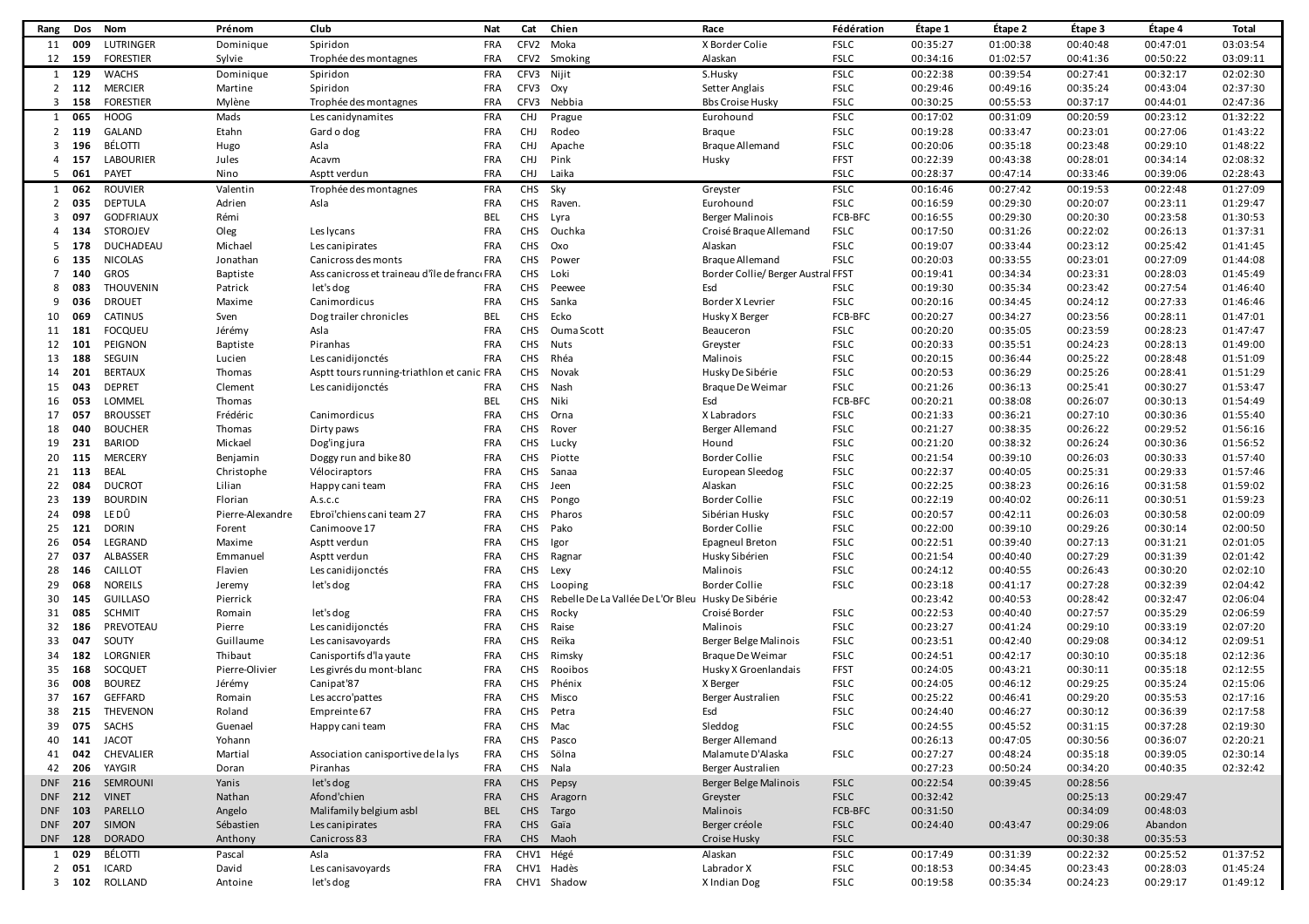| Rang | Dos | Nom | Prénom | Club | Nat | Cat | Chien | Race | Fédération | Étape 1 | Étape 2 | Étape 3 | Étape 4 | Total |
|---|---|---|---|---|---|---|---|---|---|---|---|---|---|---|
| 11 | 009 | LUTRINGER | Dominique | Spiridon | FRA | CFV2 | Moka | X Border Colie | FSLC | 00:35:27 | 01:00:38 | 00:40:48 | 00:47:01 | 03:03:54 |
| 12 | 159 | FORESTIER | Sylvie | Trophée des montagnes | FRA | CFV2 | Smoking | Alaskan | FSLC | 00:34:16 | 01:02:57 | 00:41:36 | 00:50:22 | 03:09:11 |
| 1 | 129 | WACHS | Dominique | Spiridon | FRA | CFV3 | Nijit | S.Husky | FSLC | 00:22:38 | 00:39:54 | 00:27:41 | 00:32:17 | 02:02:30 |
| 2 | 112 | MERCIER | Martine | Spiridon | FRA | CFV3 | Oxy | Setter Anglais | FSLC | 00:29:46 | 00:49:16 | 00:35:24 | 00:43:04 | 02:37:30 |
| 3 | 158 | FORESTIER | Mylène | Trophée des montagnes | FRA | CFV3 | Nebbia | Bbs Croise Husky | FSLC | 00:30:25 | 00:55:53 | 00:37:17 | 00:44:01 | 02:47:36 |
| 1 | 065 | HOOG | Mads | Les canidynamites | FRA | CHJ | Prague | Eurohound | FSLC | 00:17:02 | 00:31:09 | 00:20:59 | 00:23:12 | 01:32:22 |
| 2 | 119 | GALAND | Etahn | Gard o dog | FRA | CHJ | Rodeo | Braque | FSLC | 00:19:28 | 00:33:47 | 00:23:01 | 00:27:06 | 01:43:22 |
| 3 | 196 | BÉLOTTI | Hugo | Asla | FRA | CHJ | Apache | Braque Allemand | FSLC | 00:20:06 | 00:35:18 | 00:23:48 | 00:29:10 | 01:48:22 |
| 4 | 157 | LABOURIER | Jules | Acavm | FRA | CHJ | Pink | Husky | FFST | 00:22:39 | 00:43:38 | 00:28:01 | 00:34:14 | 02:08:32 |
| 5 | 061 | PAYET | Nino | Asptt verdun | FRA | CHJ | Laika | | FSLC | 00:28:37 | 00:47:14 | 00:33:46 | 00:39:06 | 02:28:43 |
| 1 | 062 | ROUVIER | Valentin | Trophée des montagnes | FRA | CHS | Sky | Greyster | FSLC | 00:16:46 | 00:27:42 | 00:19:53 | 00:22:48 | 01:27:09 |
| 2 | 035 | DEPTULA | Adrien | Asla | FRA | CHS | Raven. | Eurohound | FSLC | 00:16:59 | 00:29:30 | 00:20:07 | 00:23:11 | 01:29:47 |
| 3 | 097 | GODFRIAUX | Rémi | | BEL | CHS | Lyra | Berger Malinois | FCB-BFC | 00:16:55 | 00:29:30 | 00:20:30 | 00:23:58 | 01:30:53 |
| 4 | 134 | STOROJEV | Oleg | Les lycans | FRA | CHS | Ouchka | Croisé Braque Allemand | FSLC | 00:17:50 | 00:31:26 | 00:22:02 | 00:26:13 | 01:37:31 |
| 5 | 178 | DUCHADEAU | Michael | Les canipirates | FRA | CHS | Oxo | Alaskan | FSLC | 00:19:07 | 00:33:44 | 00:23:12 | 00:25:42 | 01:41:45 |
| 6 | 135 | NICOLAS | Jonathan | Canicross des monts | FRA | CHS | Power | Braque Allemand | FSLC | 00:20:03 | 00:33:55 | 00:23:01 | 00:27:09 | 01:44:08 |
| 7 | 140 | GROS | Baptiste | Les canicross et traineau d'île de franc | FRA | CHS | Loki | Border Collie/ Berger Austral | FFST | 00:19:41 | 00:34:34 | 00:23:31 | 00:28:03 | 01:45:49 |
| 8 | 083 | THOUVENIN | Patrick | let's dog | FRA | CHS | Peewee | Esd | FSLC | 00:19:30 | 00:35:34 | 00:23:42 | 00:27:54 | 01:46:40 |
| 9 | 036 | DROUET | Maxime | Canimordicus | FRA | CHS | Sanka | Border X Levrier | FSLC | 00:20:16 | 00:34:45 | 00:24:12 | 00:27:33 | 01:46:46 |
| 10 | 069 | CATINUS | Sven | Dog trailer chronicles | BEL | CHS | Ecko | Husky X Berger | FCB-BFC | 00:20:27 | 00:34:27 | 00:23:56 | 00:28:11 | 01:47:01 |
| 11 | 181 | FOCQUEU | Jérémy | Asla | FRA | CHS | Ouma Scott | Beauceron | FSLC | 00:20:20 | 00:35:05 | 00:23:59 | 00:28:23 | 01:47:47 |
| 12 | 101 | PEIGNON | Baptiste | Piranhas | FRA | CHS | Nuts | Greyster | FSLC | 00:20:33 | 00:35:51 | 00:24:23 | 00:28:13 | 01:49:00 |
| 13 | 188 | SEGUIN | Lucien | Les canidijonctés | FRA | CHS | Rhéa | Malinois | FSLC | 00:20:15 | 00:36:44 | 00:25:22 | 00:28:48 | 01:51:09 |
| 14 | 201 | BERTAUX | Thomas | Asptt tours running-triathlon et canic | FRA | CHS | Novak | Husky De Sibérie | FSLC | 00:20:53 | 00:36:29 | 00:25:26 | 00:28:41 | 01:51:29 |
| 15 | 043 | DEPRET | Clement | Les canidijonctés | FRA | CHS | Nash | Braque De Weimar | FSLC | 00:21:26 | 00:36:13 | 00:25:41 | 00:30:27 | 01:53:47 |
| 16 | 053 | LOMMEL | Thomas | | BEL | CHS | Niki | Esd | FCB-BFC | 00:20:21 | 00:38:08 | 00:26:07 | 00:30:13 | 01:54:49 |
| 17 | 057 | BROUSSET | Frédéric | Canimordicus | FRA | CHS | Orna | X Labradors | FSLC | 00:21:33 | 00:36:21 | 00:27:10 | 00:30:36 | 01:55:40 |
| 18 | 040 | BOUCHER | Thomas | Dirty paws | FRA | CHS | Rover | Berger Allemand | FSLC | 00:21:27 | 00:38:35 | 00:26:22 | 00:29:52 | 01:56:16 |
| 19 | 231 | BARIOD | Mickael | Dog'ing jura | FRA | CHS | Lucky | Hound | FSLC | 00:21:20 | 00:38:32 | 00:26:24 | 00:30:36 | 01:56:52 |
| 20 | 115 | MERCERY | Benjamin | Doggy run and bike 80 | FRA | CHS | Piotte | Border Collie | FSLC | 00:21:54 | 00:39:10 | 00:26:03 | 00:30:33 | 01:57:40 |
| 21 | 113 | BEAL | Christophe | Vélociraptors | FRA | CHS | Sanaa | European Sleedog | FSLC | 00:22:37 | 00:40:05 | 00:25:31 | 00:29:33 | 01:57:46 |
| 22 | 084 | DUCROT | Lilian | Happy cani team | FRA | CHS | Jeen | Alaskan | FSLC | 00:22:25 | 00:38:23 | 00:26:16 | 00:31:58 | 01:59:02 |
| 23 | 139 | BOURDIN | Florian | A.s.c.c | FRA | CHS | Pongo | Border Collie | FSLC | 00:22:19 | 00:40:02 | 00:26:11 | 00:30:51 | 01:59:23 |
| 24 | 098 | LE DÛ | Pierre-Alexandre | Ebroï'chiens cani team 27 | FRA | CHS | Pharos | Sibérian Husky | FSLC | 00:20:57 | 00:42:11 | 00:26:03 | 00:30:58 | 02:00:09 |
| 25 | 121 | DORIN | Forent | Canimoove 17 | FRA | CHS | Pako | Border Collie | FSLC | 00:22:00 | 00:39:10 | 00:29:26 | 00:30:14 | 02:00:50 |
| 26 | 054 | LEGRAND | Maxime | Asptt verdun | FRA | CHS | Igor | Epagneul Breton | FSLC | 00:22:51 | 00:39:40 | 00:27:13 | 00:31:21 | 02:01:05 |
| 27 | 037 | ALBASSER | Emmanuel | Asptt verdun | FRA | CHS | Ragnar | Husky Sibérien | FSLC | 00:21:54 | 00:40:40 | 00:27:29 | 00:31:39 | 02:01:42 |
| 28 | 146 | CAILLOT | Flavien | Les canidijonctés | FRA | CHS | Lexy | Malinois | FSLC | 00:24:12 | 00:40:55 | 00:26:43 | 00:30:20 | 02:02:10 |
| 29 | 068 | NOREILS | Jeremy | let's dog | FRA | CHS | Looping | Border Collie | FSLC | 00:23:18 | 00:41:17 | 00:27:28 | 00:32:39 | 02:04:42 |
| 30 | 145 | GUILLASO | Pierrick | | FRA | CHS | Rebelle De La Vallée De L'Or Bleu | Husky De Sibérie | | 00:23:42 | 00:40:53 | 00:28:42 | 00:32:47 | 02:06:04 |
| 31 | 085 | SCHMIT | Romain | let's dog | FRA | CHS | Rocky | Croisé Border | FSLC | 00:22:53 | 00:40:40 | 00:27:57 | 00:35:29 | 02:06:59 |
| 32 | 186 | PREVOTEAU | Pierre | Les canidijonctés | FRA | CHS | Raise | Malinois | FSLC | 00:23:27 | 00:41:24 | 00:29:10 | 00:33:19 | 02:07:20 |
| 33 | 047 | SOUTY | Guillaume | Les canisavoyards | FRA | CHS | Reïka | Berger Belge Malinois | FSLC | 00:23:51 | 00:42:40 | 00:29:08 | 00:34:12 | 02:09:51 |
| 34 | 182 | LORGNIER | Thibaut | Canisportifs d'la yaute | FRA | CHS | Rimsky | Braque De Weimar | FSLC | 00:24:51 | 00:42:17 | 00:30:10 | 00:35:18 | 02:12:36 |
| 35 | 168 | SOCQUET | Pierre-Olivier | Les givrés du mont-blanc | FRA | CHS | Rooibos | Husky X Groenlandais | FFST | 00:24:05 | 00:43:21 | 00:30:11 | 00:35:18 | 02:12:55 |
| 36 | 008 | BOUREZ | Jérémy | Canipat'87 | FRA | CHS | Phénix | X Berger | FSLC | 00:24:05 | 00:46:12 | 00:29:25 | 00:35:24 | 02:15:06 |
| 37 | 167 | GEFFARD | Romain | Les accro'pattes | FRA | CHS | Misco | Berger Australien | FSLC | 00:25:22 | 00:46:41 | 00:29:20 | 00:35:53 | 02:17:16 |
| 38 | 215 | THEVENON | Roland | Empreinte 67 | FRA | CHS | Petra | Esd | FSLC | 00:24:40 | 00:46:27 | 00:30:12 | 00:36:39 | 02:17:58 |
| 39 | 075 | SACHS | Guenael | Happy cani team | FRA | CHS | Mac | Sleddog | FSLC | 00:24:55 | 00:45:52 | 00:31:15 | 00:37:28 | 02:19:30 |
| 40 | 141 | JACOT | Yohann | | FRA | CHS | Pasco | Berger Allemand | | 00:26:13 | 00:47:05 | 00:30:56 | 00:36:07 | 02:20:21 |
| 41 | 042 | CHEVALIER | Martial | Association canisportive de la lys | FRA | CHS | Sölna | Malamute D'Alaska | FSLC | 00:27:27 | 00:48:24 | 00:35:18 | 00:39:05 | 02:30:14 |
| 42 | 206 | YAYGIR | Doran | Piranhas | FRA | CHS | Nala | Berger Australien | | 00:27:23 | 00:50:24 | 00:34:20 | 00:40:35 | 02:32:42 |
| DNF | 216 | SEMROUNI | Yanis | let's dog | FRA | CHS | Pepsy | Berger Belge Malinois | FSLC | 00:22:54 | 00:39:45 | 00:28:56 | | |
| DNF | 212 | VINET | Nathan | Afond'chien | FRA | CHS | Aragorn | Greyster | FSLC | 00:32:42 | | 00:25:13 | 00:29:47 | |
| DNF | 103 | PARELLO | Angelo | Malifamily belgium asbl | BEL | CHS | Targo | Malinois | FCB-BFC | 00:31:50 | | 00:34:09 | 00:48:03 | |
| DNF | 207 | SIMON | Sébastien | Les canipirates | FRA | CHS | Gaïa | Berger créole | FSLC | 00:24:40 | 00:43:47 | 00:29:06 | Abandon | |
| DNF | 128 | DORADO | Anthony | Canicross 83 | FRA | CHS | Maoh | Croise Husky | FSLC | | | 00:30:38 | 00:35:53 | |
| 1 | 029 | BÉLOTTI | Pascal | Asla | FRA | CHV1 | Hégé | Alaskan | FSLC | 00:17:49 | 00:31:39 | 00:22:32 | 00:25:52 | 01:37:52 |
| 2 | 051 | ICARD | David | Les canisavoyards | FRA | CHV1 | Hadès | Labrador X | FSLC | 00:18:53 | 00:34:45 | 00:23:43 | 00:28:03 | 01:45:24 |
| 3 | 102 | ROLLAND | Antoine | let's dog | FRA | CHV1 | Shadow | X Indian Dog | FSLC | 00:19:58 | 00:35:34 | 00:24:23 | 00:29:17 | 01:49:12 |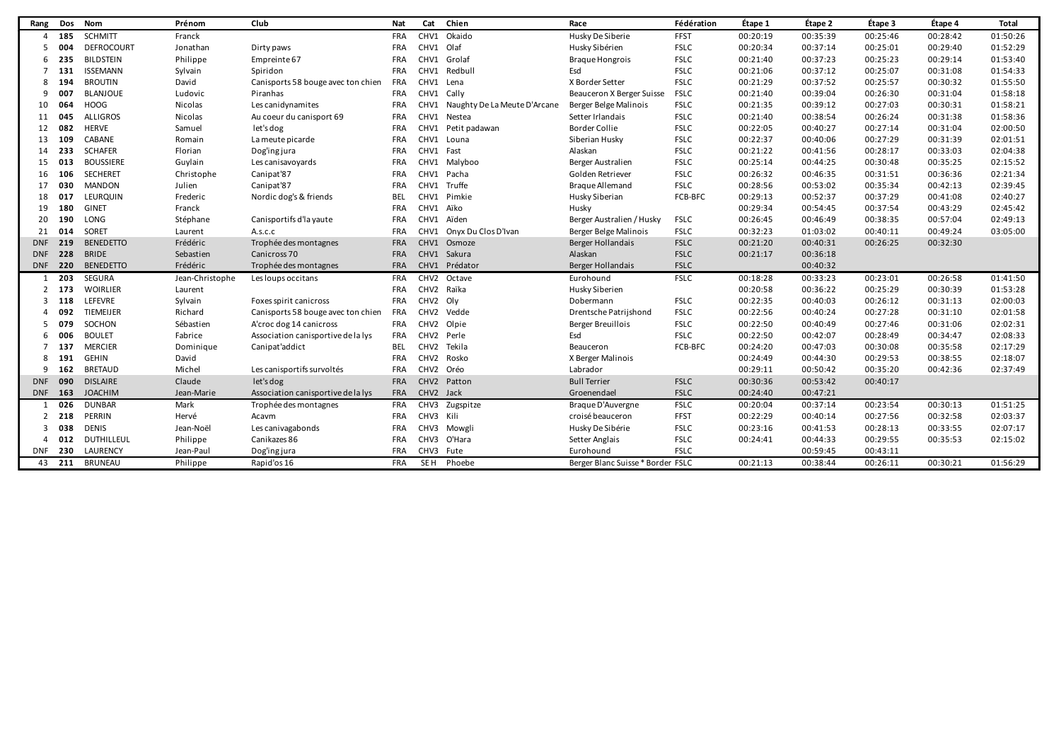| Rang | Dos | Nom | Prénom | Club | Nat | Cat | Chien | Race | Fédération | Étape 1 | Étape 2 | Étape 3 | Étape 4 | Total |
|---|---|---|---|---|---|---|---|---|---|---|---|---|---|---|
| 4 | **185** | SCHMITT | Franck | | FRA | CHV1 | Okaido | Husky De Siberie | FFST | 00:20:19 | 00:35:39 | 00:25:46 | 00:28:42 | 01:50:26 |
| 5 | **004** | DEFROCOURT | Jonathan | Dirty paws | FRA | CHV1 | Olaf | Husky Sibérien | FSLC | 00:20:34 | 00:37:14 | 00:25:01 | 00:29:40 | 01:52:29 |
| 6 | **235** | BILDSTEIN | Philippe | Empreinte 67 | FRA | CHV1 | Grolaf | Braque Hongrois | FSLC | 00:21:40 | 00:37:23 | 00:25:23 | 00:29:14 | 01:53:40 |
| 7 | **131** | ISSEMANN | Sylvain | Spiridon | FRA | CHV1 | Redbull | Esd | FSLC | 00:21:06 | 00:37:12 | 00:25:07 | 00:31:08 | 01:54:33 |
| 8 | **194** | BROUTIN | David | Canisports 58 bouge avec ton chien | FRA | CHV1 | Lena | X Border Setter | FSLC | 00:21:29 | 00:37:52 | 00:25:57 | 00:30:32 | 01:55:50 |
| 9 | **007** | BLANJOUE | Ludovic | Piranhas | FRA | CHV1 | Cally | Beauceron X Berger Suisse | FSLC | 00:21:40 | 00:39:04 | 00:26:30 | 00:31:04 | 01:58:18 |
| 10 | **064** | HOOG | Nicolas | Les canidynamites | FRA | CHV1 | Naughty De La Meute D'Arcane | Berger Belge Malinois | FSLC | 00:21:35 | 00:39:12 | 00:27:03 | 00:30:31 | 01:58:21 |
| 11 | **045** | ALLIGROS | Nicolas | Au coeur du canisport 69 | FRA | CHV1 | Nestea | Setter Irlandais | FSLC | 00:21:40 | 00:38:54 | 00:26:24 | 00:31:38 | 01:58:36 |
| 12 | **082** | HERVE | Samuel | let's dog | FRA | CHV1 | Petit padawan | Border Collie | FSLC | 00:22:05 | 00:40:27 | 00:27:14 | 00:31:04 | 02:00:50 |
| 13 | **109** | CABANE | Romain | La meute picarde | FRA | CHV1 | Louna | Siberian Husky | FSLC | 00:22:37 | 00:40:06 | 00:27:29 | 00:31:39 | 02:01:51 |
| 14 | **233** | SCHAFER | Florian | Dog'ing jura | FRA | CHV1 | Fast | Alaskan | FSLC | 00:21:22 | 00:41:56 | 00:28:17 | 00:33:03 | 02:04:38 |
| 15 | **013** | BOUSSIERE | Guylain | Les canisavoyards | FRA | CHV1 | Malyboo | Berger Australien | FSLC | 00:25:14 | 00:44:25 | 00:30:48 | 00:35:25 | 02:15:52 |
| 16 | **106** | SECHERET | Christophe | Canipat'87 | FRA | CHV1 | Pacha | Golden Retriever | FSLC | 00:26:32 | 00:46:35 | 00:31:51 | 00:36:36 | 02:21:34 |
| 17 | **030** | MANDON | Julien | Canipat'87 | FRA | CHV1 | Truffe | Braque Allemand | FSLC | 00:28:56 | 00:53:02 | 00:35:34 | 00:42:13 | 02:39:45 |
| 18 | **017** | LEURQUIN | Frederic | Nordic dog's & friends | BEL | CHV1 | Pimkie | Husky Siberian | FCB-BFC | 00:29:13 | 00:52:37 | 00:37:29 | 00:41:08 | 02:40:27 |
| 19 | **180** | GINET | Franck | | FRA | CHV1 | Aïko | Husky | | 00:29:34 | 00:54:45 | 00:37:54 | 00:43:29 | 02:45:42 |
| 20 | **190** | LONG | Stéphane | Canisportifs d'la yaute | FRA | CHV1 | Aïden | Berger Australien / Husky | FSLC | 00:26:45 | 00:46:49 | 00:38:35 | 00:57:04 | 02:49:13 |
| 21 | **014** | SORET | Laurent | A.s.c.c | FRA | CHV1 | Onyx Du Clos D'Ivan | Berger Belge Malinois | FSLC | 00:32:23 | 01:03:02 | 00:40:11 | 00:49:24 | 03:05:00 |
| DNF | **219** | BENEDETTO | Frédéric | Trophée des montagnes | FRA | CHV1 | Osmoze | Berger Hollandais | FSLC | 00:21:20 | 00:40:31 | 00:26:25 | 00:32:30 | |
| DNF | **228** | BRIDE | Sebastien | Canicross 70 | FRA | CHV1 | Sakura | Alaskan | FSLC | 00:21:17 | 00:36:18 | | | |
| DNF | **220** | BENEDETTO | Frédéric | Trophée des montagnes | FRA | CHV1 | Prédator | Berger Hollandais | FSLC | | 00:40:32 | | | |
| 1 | **203** | SEGURA | Jean-Christophe | Les loups occitans | FRA | CHV2 | Octave | Eurohound | FSLC | 00:18:28 | 00:33:23 | 00:23:01 | 00:26:58 | 01:41:50 |
| 2 | **173** | WOIRLIER | Laurent | | FRA | CHV2 | Raïka | Husky Siberien | | 00:20:58 | 00:36:22 | 00:25:29 | 00:30:39 | 01:53:28 |
| 3 | **118** | LEFEVRE | Sylvain | Foxes spirit canicross | FRA | CHV2 | Oly | Dobermann | FSLC | 00:22:35 | 00:40:03 | 00:26:12 | 00:31:13 | 02:00:03 |
| 4 | **092** | TIEMEIJER | Richard | Canisports 58 bouge avec ton chien | FRA | CHV2 | Vedde | Drentsche Patrijshond | FSLC | 00:22:56 | 00:40:24 | 00:27:28 | 00:31:10 | 02:01:58 |
| 5 | **079** | SOCHON | Sébastien | A'croc dog 14 canicross | FRA | CHV2 | Olpie | Berger Breuillois | FSLC | 00:22:50 | 00:40:49 | 00:27:46 | 00:31:06 | 02:02:31 |
| 6 | **006** | BOULET | Fabrice | Association canisportive de la lys | FRA | CHV2 | Perle | Esd | FSLC | 00:22:50 | 00:42:07 | 00:28:49 | 00:34:47 | 02:08:33 |
| 7 | **137** | MERCIER | Dominique | Canipat'addict | BEL | CHV2 | Tekila | Beauceron | FCB-BFC | 00:24:20 | 00:47:03 | 00:30:08 | 00:35:58 | 02:17:29 |
| 8 | **191** | GEHIN | David | | FRA | CHV2 | Rosko | X Berger Malinois | | 00:24:49 | 00:44:30 | 00:29:53 | 00:38:55 | 02:18:07 |
| 9 | **162** | BRETAUD | Michel | Les canisportifs survoltés | FRA | CHV2 | Oréo | Labrador | | 00:29:11 | 00:50:42 | 00:35:20 | 00:42:36 | 02:37:49 |
| DNF | **090** | DISLAIRE | Claude | let's dog | FRA | CHV2 | Patton | Bull Terrier | FSLC | 00:30:36 | 00:53:42 | 00:40:17 | | |
| DNF | **163** | JOACHIM | Jean-Marie | Association canisportive de la lys | FRA | CHV2 | Jack | Groenendael | FSLC | 00:24:40 | 00:47:21 | | | |
| 1 | **026** | DUNBAR | Mark | Trophée des montagnes | FRA | CHV3 | Zugspitze | Braque D'Auvergne | FSLC | 00:20:04 | 00:37:14 | 00:23:54 | 00:30:13 | 01:51:25 |
| 2 | **218** | PERRIN | Hervé | Acavm | FRA | CHV3 | Kili | croisé beauceron | FFST | 00:22:29 | 00:40:14 | 00:27:56 | 00:32:58 | 02:03:37 |
| 3 | **038** | DENIS | Jean-Noël | Les canivagabonds | FRA | CHV3 | Mowgli | Husky De Sibérie | FSLC | 00:23:16 | 00:41:53 | 00:28:13 | 00:33:55 | 02:07:17 |
| 4 | **012** | DUTHILLEUL | Philippe | Canikazes 86 | FRA | CHV3 | O'Hara | Setter Anglais | FSLC | 00:24:41 | 00:44:33 | 00:29:55 | 00:35:53 | 02:15:02 |
| DNF | **230** | LAURENCY | Jean-Paul | Dog'ing jura | FRA | CHV3 | Fute | Eurohound | FSLC | | 00:59:45 | 00:43:11 | | |
| 43 | **211** | BRUNEAU | Philippe | Rapid'os 16 | FRA | SE H | Phoebe | Berger Blanc Suisse * Border | FSLC | 00:21:13 | 00:38:44 | 00:26:11 | 00:30:21 | 01:56:29 |